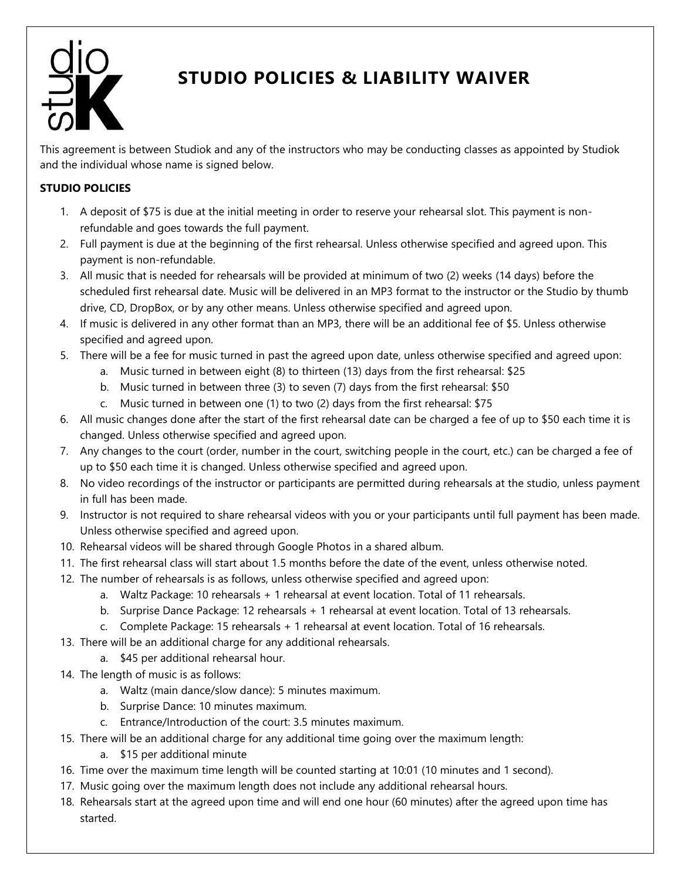# STUDIO POLICIES & LIABILITY WAIVER

This agreement is between Studiok and any of the instructors who may be conducting classes as appointed by Studiok and the individual whose name is signed below.

**STUDIO POLICIES**

1. A deposit of $75 is due at the initial meeting in order to reserve your rehearsal slot. This payment is non-refundable and goes towards the full payment.
2. Full payment is due at the beginning of the first rehearsal. Unless otherwise specified and agreed upon. This payment is non-refundable.
3. All music that is needed for rehearsals will be provided at minimum of two (2) weeks (14 days) before the scheduled first rehearsal date. Music will be delivered in an MP3 format to the instructor or the Studio by thumb drive, CD, DropBox, or by any other means. Unless otherwise specified and agreed upon.
4. If music is delivered in any other format than an MP3, there will be an additional fee of $5. Unless otherwise specified and agreed upon.
5. There will be a fee for music turned in past the agreed upon date, unless otherwise specified and agreed upon:
   a. Music turned in between eight (8) to thirteen (13) days from the first rehearsal: $25
   b. Music turned in between three (3) to seven (7) days from the first rehearsal: $50
   c. Music turned in between one (1) to two (2) days from the first rehearsal: $75
6. All music changes done after the start of the first rehearsal date can be charged a fee of up to $50 each time it is changed. Unless otherwise specified and agreed upon.
7. Any changes to the court (order, number in the court, switching people in the court, etc.) can be charged a fee of up to $50 each time it is changed. Unless otherwise specified and agreed upon.
8. No video recordings of the instructor or participants are permitted during rehearsals at the studio, unless payment in full has been made.
9. Instructor is not required to share rehearsal videos with you or your participants until full payment has been made. Unless otherwise specified and agreed upon.
10. Rehearsal videos will be shared through Google Photos in a shared album.
11. The first rehearsal class will start about 1.5 months before the date of the event, unless otherwise noted.
12. The number of rehearsals is as follows, unless otherwise specified and agreed upon:
    a. Waltz Package: 10 rehearsals + 1 rehearsal at event location. Total of 11 rehearsals.
    b. Surprise Dance Package: 12 rehearsals + 1 rehearsal at event location. Total of 13 rehearsals.
    c. Complete Package: 15 rehearsals + 1 rehearsal at event location. Total of 16 rehearsals.
13. There will be an additional charge for any additional rehearsals.
    a. $45 per additional rehearsal hour.
14. The length of music is as follows:
    a. Waltz (main dance/slow dance): 5 minutes maximum.
    b. Surprise Dance: 10 minutes maximum.
    c. Entrance/Introduction of the court: 3.5 minutes maximum.
15. There will be an additional charge for any additional time going over the maximum length:
    a. $15 per additional minute
16. Time over the maximum time length will be counted starting at 10:01 (10 minutes and 1 second).
17. Music going over the maximum length does not include any additional rehearsal hours.
18. Rehearsals start at the agreed upon time and will end one hour (60 minutes) after the agreed upon time has started.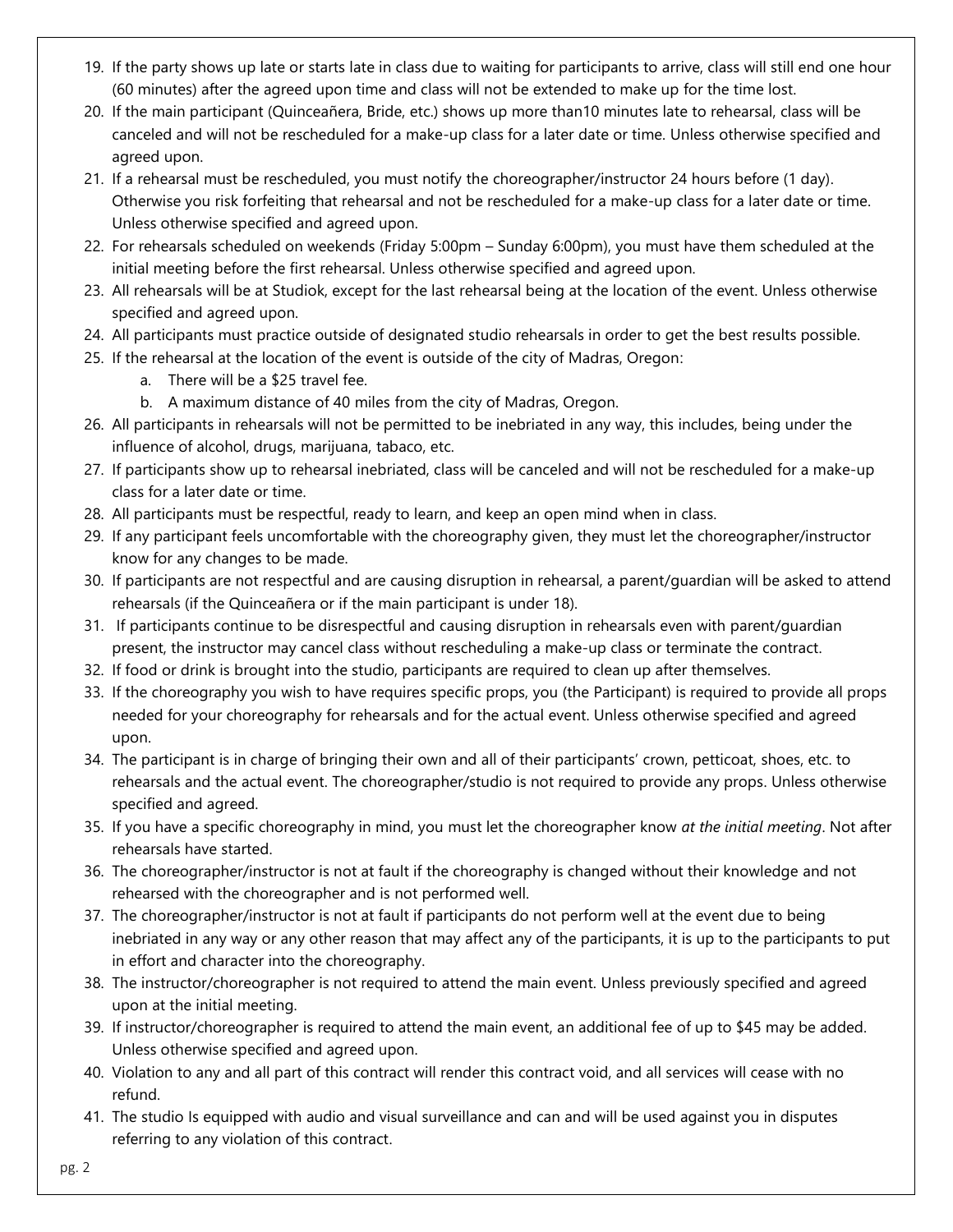19. If the party shows up late or starts late in class due to waiting for participants to arrive, class will still end one hour (60 minutes) after the agreed upon time and class will not be extended to make up for the time lost.
20. If the main participant (Quinceañera, Bride, etc.) shows up more than10 minutes late to rehearsal, class will be canceled and will not be rescheduled for a make-up class for a later date or time. Unless otherwise specified and agreed upon.
21. If a rehearsal must be rescheduled, you must notify the choreographer/instructor 24 hours before (1 day). Otherwise you risk forfeiting that rehearsal and not be rescheduled for a make-up class for a later date or time. Unless otherwise specified and agreed upon.
22. For rehearsals scheduled on weekends (Friday 5:00pm – Sunday 6:00pm), you must have them scheduled at the initial meeting before the first rehearsal. Unless otherwise specified and agreed upon.
23. All rehearsals will be at Studiok, except for the last rehearsal being at the location of the event. Unless otherwise specified and agreed upon.
24. All participants must practice outside of designated studio rehearsals in order to get the best results possible.
25. If the rehearsal at the location of the event is outside of the city of Madras, Oregon:
    a. There will be a $25 travel fee.
    b. A maximum distance of 40 miles from the city of Madras, Oregon.
26. All participants in rehearsals will not be permitted to be inebriated in any way, this includes, being under the influence of alcohol, drugs, marijuana, tabaco, etc.
27. If participants show up to rehearsal inebriated, class will be canceled and will not be rescheduled for a make-up class for a later date or time.
28. All participants must be respectful, ready to learn, and keep an open mind when in class.
29. If any participant feels uncomfortable with the choreography given, they must let the choreographer/instructor know for any changes to be made.
30. If participants are not respectful and are causing disruption in rehearsal, a parent/guardian will be asked to attend rehearsals (if the Quinceañera or if the main participant is under 18).
31. If participants continue to be disrespectful and causing disruption in rehearsals even with parent/guardian present, the instructor may cancel class without rescheduling a make-up class or terminate the contract.
32. If food or drink is brought into the studio, participants are required to clean up after themselves.
33. If the choreography you wish to have requires specific props, you (the Participant) is required to provide all props needed for your choreography for rehearsals and for the actual event. Unless otherwise specified and agreed upon.
34. The participant is in charge of bringing their own and all of their participants' crown, petticoat, shoes, etc. to rehearsals and the actual event. The choreographer/studio is not required to provide any props. Unless otherwise specified and agreed.
35. If you have a specific choreography in mind, you must let the choreographer know *at the initial meeting*. Not after rehearsals have started.
36. The choreographer/instructor is not at fault if the choreography is changed without their knowledge and not rehearsed with the choreographer and is not performed well.
37. The choreographer/instructor is not at fault if participants do not perform well at the event due to being inebriated in any way or any other reason that may affect any of the participants, it is up to the participants to put in effort and character into the choreography.
38. The instructor/choreographer is not required to attend the main event. Unless previously specified and agreed upon at the initial meeting.
39. If instructor/choreographer is required to attend the main event, an additional fee of up to $45 may be added. Unless otherwise specified and agreed upon.
40. Violation to any and all part of this contract will render this contract void, and all services will cease with no refund.
41. The studio Is equipped with audio and visual surveillance and can and will be used against you in disputes referring to any violation of this contract.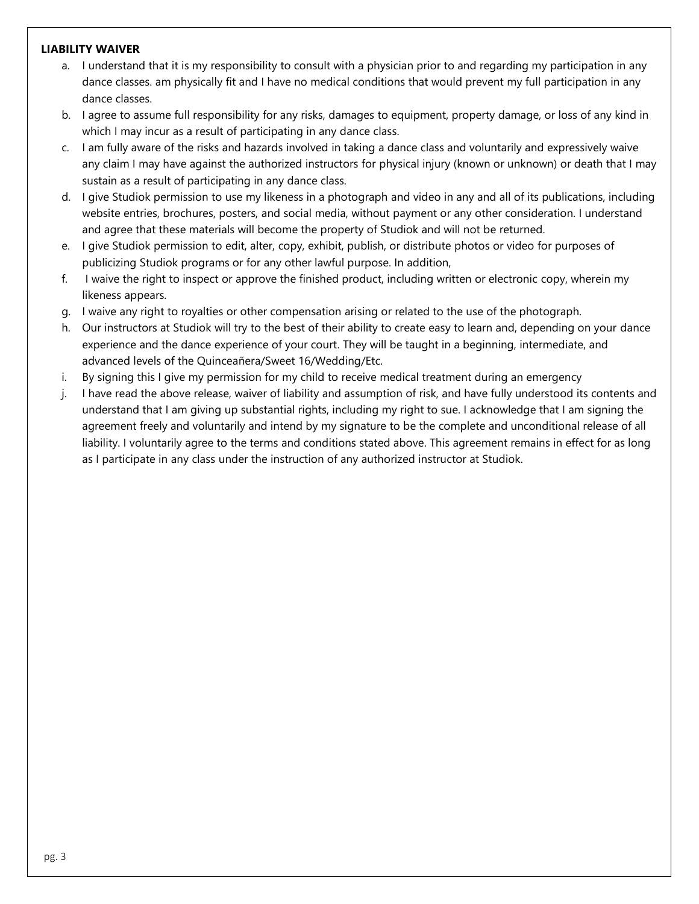**LIABILITY WAIVER**

a. I understand that it is my responsibility to consult with a physician prior to and regarding my participation in any dance classes. am physically fit and I have no medical conditions that would prevent my full participation in any dance classes.

b. I agree to assume full responsibility for any risks, damages to equipment, property damage, or loss of any kind in which I may incur as a result of participating in any dance class.

c. I am fully aware of the risks and hazards involved in taking a dance class and voluntarily and expressively waive any claim I may have against the authorized instructors for physical injury (known or unknown) or death that I may sustain as a result of participating in any dance class.

d. I give Studiok permission to use my likeness in a photograph and video in any and all of its publications, including website entries, brochures, posters, and social media, without payment or any other consideration. I understand and agree that these materials will become the property of Studiok and will not be returned.

e. I give Studiok permission to edit, alter, copy, exhibit, publish, or distribute photos or video for purposes of publicizing Studiok programs or for any other lawful purpose. In addition,

f. I waive the right to inspect or approve the finished product, including written or electronic copy, wherein my likeness appears.

g. I waive any right to royalties or other compensation arising or related to the use of the photograph.

h. Our instructors at Studiok will try to the best of their ability to create easy to learn and, depending on your dance experience and the dance experience of your court. They will be taught in a beginning, intermediate, and advanced levels of the Quinceañera/Sweet 16/Wedding/Etc.

i. By signing this I give my permission for my child to receive medical treatment during an emergency

j. I have read the above release, waiver of liability and assumption of risk, and have fully understood its contents and understand that I am giving up substantial rights, including my right to sue. I acknowledge that I am signing the agreement freely and voluntarily and intend by my signature to be the complete and unconditional release of all liability. I voluntarily agree to the terms and conditions stated above. This agreement remains in effect for as long as I participate in any class under the instruction of any authorized instructor at Studiok.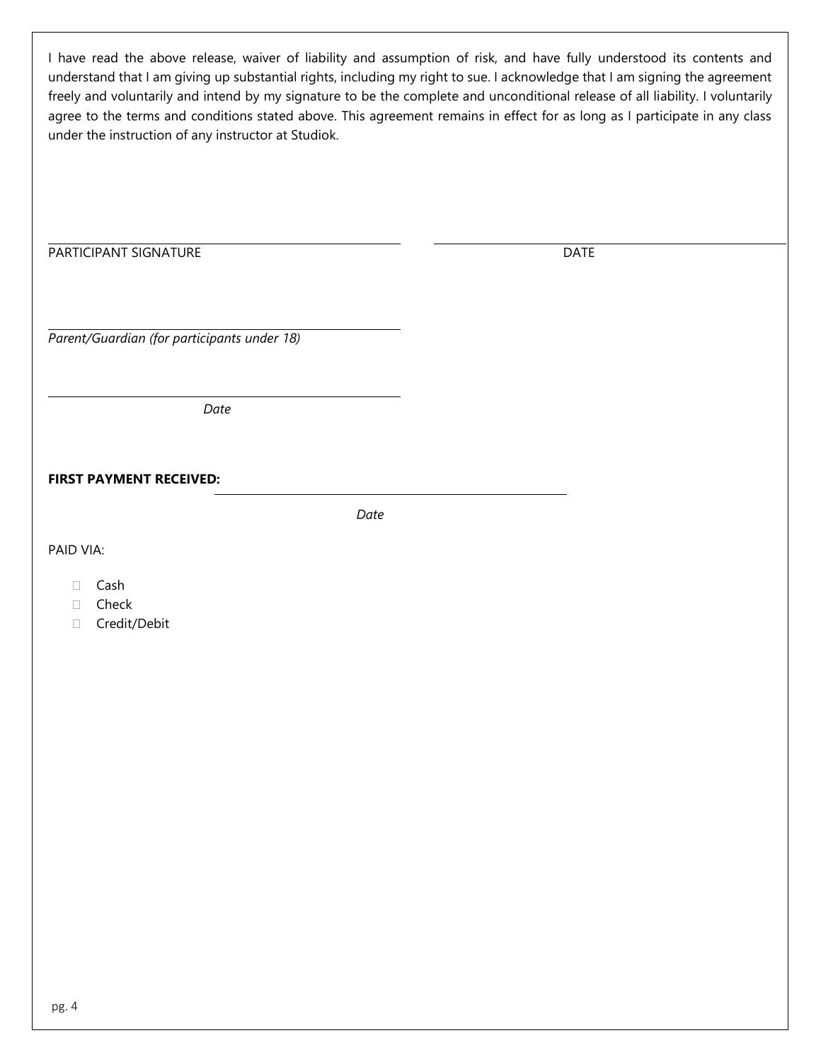I have read the above release, waiver of liability and assumption of risk, and have fully understood its contents and understand that I am giving up substantial rights, including my right to sue. I acknowledge that I am signing the agreement freely and voluntarily and intend by my signature to be the complete and unconditional release of all liability. I voluntarily agree to the terms and conditions stated above. This agreement remains in effect for as long as I participate in any class under the instruction of any instructor at Studiok.

______________________________ ______________________________

PARTICIPANT SIGNATURE DATE

______________________________

*Parent/Guardian (for participants under 18)*

______________________________

*Date*

**FIRST PAYMENT RECEIVED:** ______________________________

*Date*

PAID VIA:

- ☐ Cash
- ☐ Check
- ☐ Credit/Debit